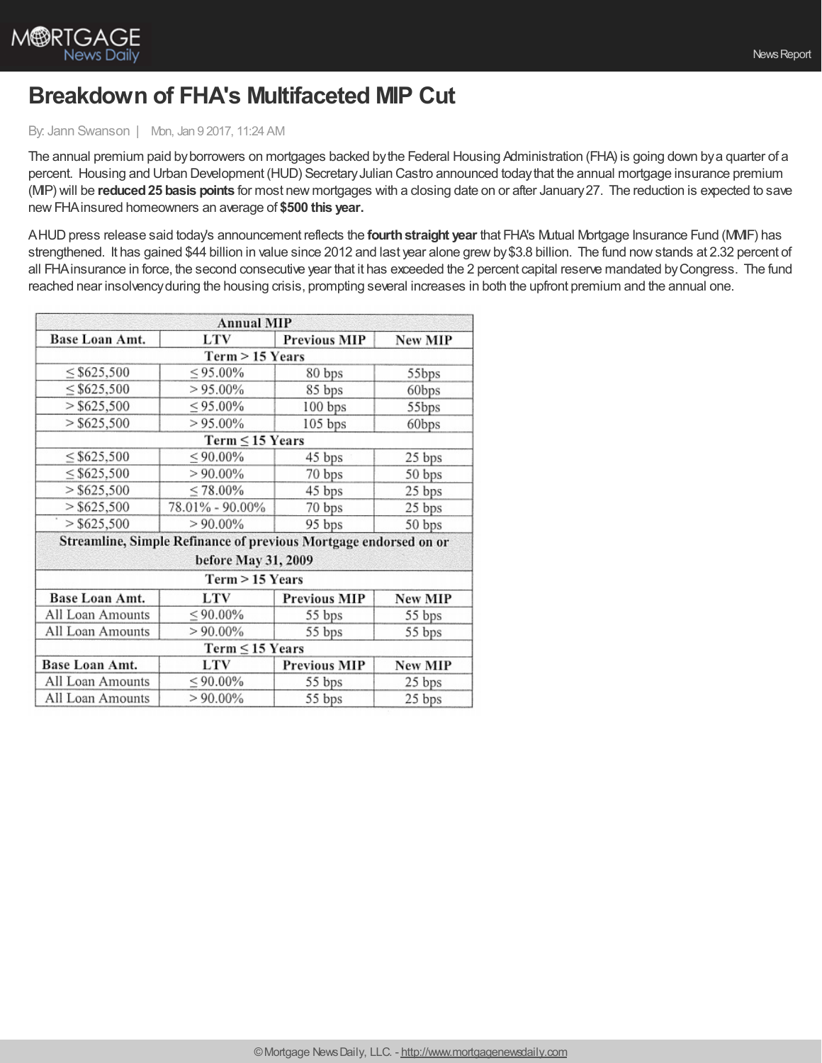# Breakdown of FHA's Multifaceted MIP Cut

By: Jann Swanson | Mon, Jan 9 2017, 11:24 AM

The annual premium paid by borrowers on mortgages backed by the Federal Housing Administration (FHA) is going down by a quarter of a percent. Housing and Urban Development (HUD) Secretary Julian Castro announced today that the annual mortgage insurance premium (MIP) will be **reduced 25 basis points** for most new mortgages with a closing date on or after January 27. The reduction is expected to save new FHA insured homeowners an average of **$500 this year.**

A HUD press release said today's announcement reflects the **fourth straight year** that FHA's Mutual Mortgage Insurance Fund (MMIF) has strengthened. It has gained $44 billion in value since 2012 and last year alone grew by $3.8 billion. The fund now stands at 2.32 percent of all FHA insurance in force, the second consecutive year that it has exceeded the 2 percent capital reserve mandated by Congress. The fund reached near insolvency during the housing crisis, prompting several increases in both the upfront premium and the annual one.

| Annual MIP | | | |
|---|---|---|---|
| **Base Loan Amt.** | **LTV** | **Previous MIP** | **New MIP** |
| **Term > 15 Years** | | | |
| ≤ $625,500 | ≤ 95.00% | 80 bps | 55bps |
| ≤ $625,500 | > 95.00% | 85 bps | 60bps |
| > $625,500 | ≤ 95.00% | 100 bps | 55bps |
| > $625,500 | > 95.00% | 105 bps | 60bps |
| **Term ≤ 15 Years** | | | |
| ≤ $625,500 | ≤ 90.00% | 45 bps | 25 bps |
| ≤ $625,500 | > 90.00% | 70 bps | 50 bps |
| > $625,500 | ≤ 78.00% | 45 bps | 25 bps |
| > $625,500 | 78.01% - 90.00% | 70 bps | 25 bps |
| > $625,500 | > 90.00% | 95 bps | 50 bps |
| **Streamline, Simple Refinance of previous Mortgage endorsed on or before May 31, 2009** | | | |
| **Term > 15 Years** | | | |
| **Base Loan Amt.** | **LTV** | **Previous MIP** | **New MIP** |
| All Loan Amounts | ≤ 90.00% | 55 bps | 55 bps |
| All Loan Amounts | > 90.00% | 55 bps | 55 bps |
| **Term ≤ 15 Years** | | | |
| **Base Loan Amt.** | **LTV** | **Previous MIP** | **New MIP** |
| All Loan Amounts | ≤ 90.00% | 55 bps | 25 bps |
| All Loan Amounts | > 90.00% | 55 bps | 25 bps |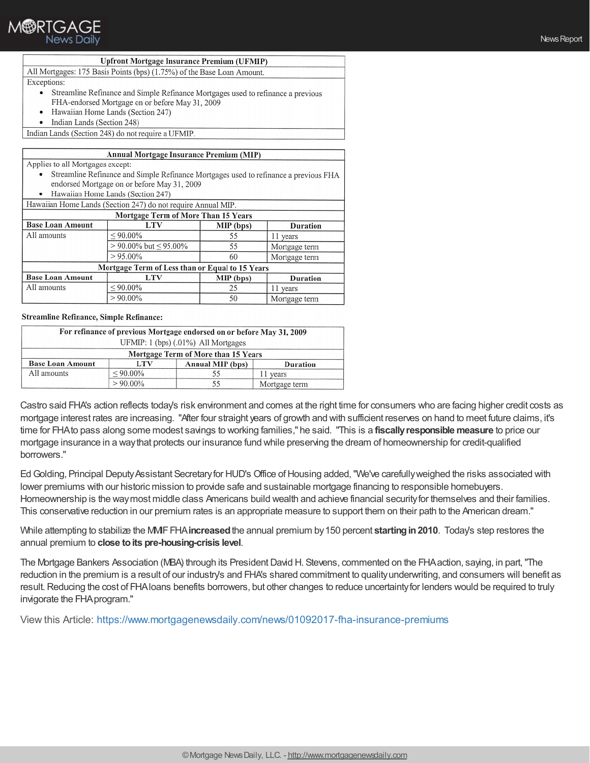| Upfront Mortgage Insurance Premium (UFMIP) |
|---|
| All Mortgages: 175 Basis Points (bps) (1.75%) of the Base Loan Amount. |
| Exceptions:<br>• Streamline Refinance and Simple Refinance Mortgages used to refinance a previous FHA-endorsed Mortgage on or before May 31, 2009<br>• Hawaiian Home Lands (Section 247)<br>• Indian Lands (Section 248) |
| Indian Lands (Section 248) do not require a UFMIP. |

| Annual Mortgage Insurance Premium (MIP) | | | |
|---|---|---|---|
| Applies to all Mortgages except:<br>• Streamline Refinance and Simple Refinance Mortgages used to refinance a previous FHA endorsed Mortgage on or before May 31, 2009<br>• Hawaiian Home Lands (Section 247) | | | |
| Hawaiian Home Lands (Section 247) do not require Annual MIP. | | | |
| Mortgage Term of More Than 15 Years | | | |
| **Base Loan Amount** | **LTV** | **MIP (bps)** | **Duration** |
| All amounts | ≤ 90.00% | 55 | 11 years |
| | > 90.00% but ≤ 95.00% | 55 | Mortgage term |
| | > 95.00% | 60 | Mortgage term |
| Mortgage Term of Less than or Equal to 15 Years | | | |
| **Base Loan Amount** | **LTV** | **MIP (bps)** | **Duration** |
| All amounts | ≤ 90.00% | 25 | 11 years |
| | > 90.00% | 50 | Mortgage term |

**Streamline Refinance, Simple Refinance:**

| For refinance of previous Mortgage endorsed on or before May 31, 2009<br>UFMIP: 1 (bps) (.01%) All Mortgages | | | |
|---|---|---|---|
| Mortgage Term of More than 15 Years | | | |
| **Base Loan Amount** | **LTV** | **Annual MIP (bps)** | **Duration** |
| All amounts | ≤ 90.00% | 55 | 11 years |
| | > 90.00% | 55 | Mortgage term |

Castro said FHA's action reflects today's risk environment and comes at the right time for consumers who are facing higher credit costs as mortgage interest rates are increasing. "After four straight years of growth and with sufficient reserves on hand to meet future claims, it's time for FHA to pass along some modest savings to working families," he said. "This is a **fiscally responsible measure** to price our mortgage insurance in a way that protects our insurance fund while preserving the dream of homeownership for credit-qualified borrowers."

Ed Golding, Principal Deputy Assistant Secretary for HUD's Office of Housing added, "We've carefully weighed the risks associated with lower premiums with our historic mission to provide safe and sustainable mortgage financing to responsible homebuyers. Homeownership is the way most middle class Americans build wealth and achieve financial security for themselves and their families. This conservative reduction in our premium rates is an appropriate measure to support them on their path to the American dream."

While attempting to stabilize the MMIF FHA **increased** the annual premium by 150 percent **starting in 2010**. Today's step restores the annual premium to **close to its pre-housing-crisis level**.

The Mortgage Bankers Association (MBA) through its President David H. Stevens, commented on the FHA action, saying, in part, "The reduction in the premium is a result of our industry's and FHA's shared commitment to quality underwriting, and consumers will benefit as result. Reducing the cost of FHA loans benefits borrowers, but other changes to reduce uncertainty for lenders would be required to truly invigorate the FHA program."

View this Article: https://www.mortgagenewsdaily.com/news/01092017-fha-insurance-premiums